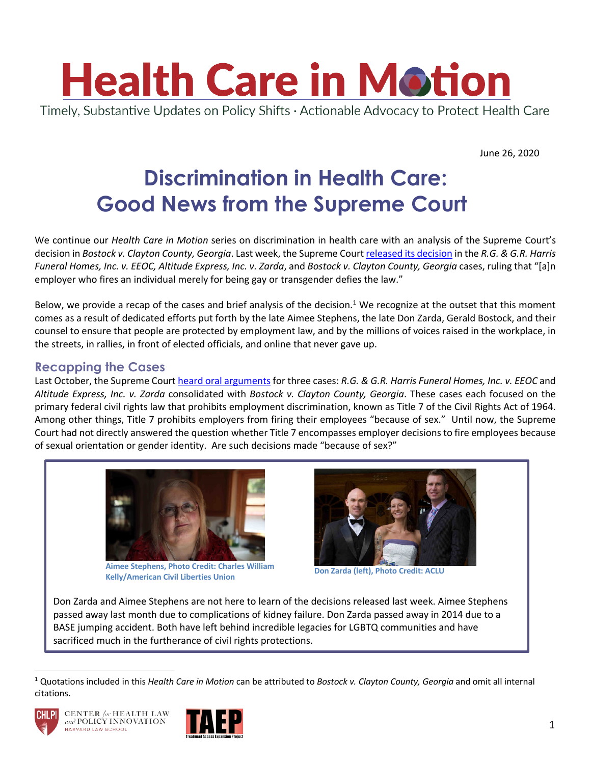# Health Care in Motion

Timely, Substantive Updates on Policy Shifts · Actionable Advocacy to Protect Health Care

June 26, 2020

## Discrimination in Health Care: Good News from the Supreme Court

We continue our *Health Care in Motion* series on discrimination in health care with an analysis of the Supreme Court's decision in *Bostock v. Clayton County, Georgia*. Last week, the Supreme Court released its decision in the *R.G. & G.R. Harris Funeral Homes, Inc. v. EEOC, Altitude Express, Inc. v. Zarda*, and *Bostock v. Clayton County, Georgia* cases, ruling that "[a]n employer who fires an individual merely for being gay or transgender defies the law."

Below, we provide a recap of the cases and brief analysis of the decision.[1] We recognize at the outset that this moment comes as a result of dedicated efforts put forth by the late Aimee Stephens, the late Don Zarda, Gerald Bostock, and their counsel to ensure that people are protected by employment law, and by the millions of voices raised in the workplace, in the streets, in rallies, in front of elected officials, and online that never gave up.

### Recapping the Cases

Last October, the Supreme Court heard oral arguments for three cases: *R.G. & G.R. Harris Funeral Homes, Inc. v. EEOC* and *Altitude Express, Inc. v. Zarda* consolidated with *Bostock v. Clayton County, Georgia*. These cases each focused on the primary federal civil rights law that prohibits employment discrimination, known as Title 7 of the Civil Rights Act of 1964. Among other things, Title 7 prohibits employers from firing their employees "because of sex." Until now, the Supreme Court had not directly answered the question whether Title 7 encompasses employer decisions to fire employees because of sexual orientation or gender identity. Are such decisions made "because of sex?"

**Aimee Stephens, Photo Credit: Charles William Kelly/American Civil Liberties Union**

**Don Zarda (left), Photo Credit: ACLU**

Don Zarda and Aimee Stephens are not here to learn of the decisions released last week. Aimee Stephens passed away last month due to complications of kidney failure. Don Zarda passed away in 2014 due to a BASE jumping accident. Both have left behind incredible legacies for LGBTQ communities and have sacrificed much in the furtherance of civil rights protections.

---

[1] Quotations included in this *Health Care in Motion* can be attributed to *Bostock v. Clayton County, Georgia* and omit all internal citations.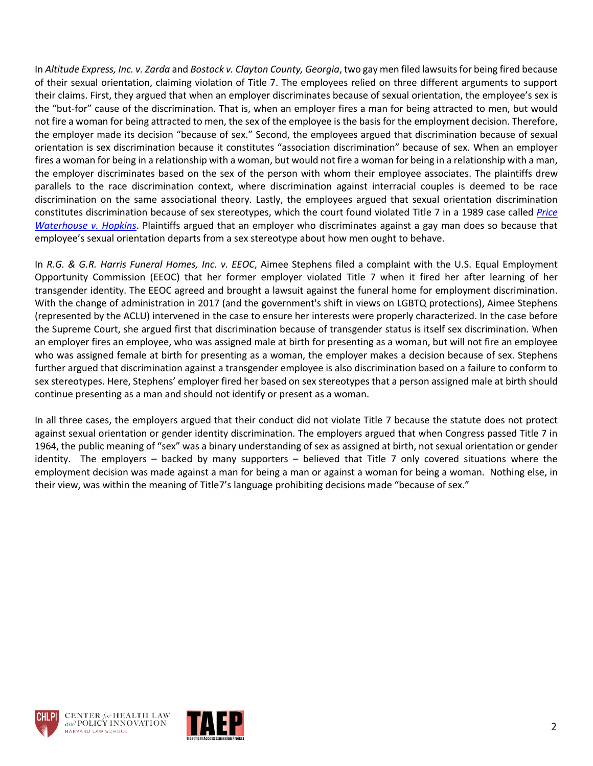In *Altitude Express, Inc. v. Zarda* and *Bostock v. Clayton County, Georgia*, two gay men filed lawsuits for being fired because of their sexual orientation, claiming violation of Title 7. The employees relied on three different arguments to support their claims. First, they argued that when an employer discriminates because of sexual orientation, the employee's sex is the "but-for" cause of the discrimination. That is, when an employer fires a man for being attracted to men, but would not fire a woman for being attracted to men, the sex of the employee is the basis for the employment decision. Therefore, the employer made its decision "because of sex." Second, the employees argued that discrimination because of sexual orientation is sex discrimination because it constitutes "association discrimination" because of sex. When an employer fires a woman for being in a relationship with a woman, but would not fire a woman for being in a relationship with a man, the employer discriminates based on the sex of the person with whom their employee associates. The plaintiffs drew parallels to the race discrimination context, where discrimination against interracial couples is deemed to be race discrimination on the same associational theory. Lastly, the employees argued that sexual orientation discrimination constitutes discrimination because of sex stereotypes, which the court found violated Title 7 in a 1989 case called *Price Waterhouse v. Hopkins*. Plaintiffs argued that an employer who discriminates against a gay man does so because that employee's sexual orientation departs from a sex stereotype about how men ought to behave.

In *R.G. & G.R. Harris Funeral Homes, Inc. v. EEOC*, Aimee Stephens filed a complaint with the U.S. Equal Employment Opportunity Commission (EEOC) that her former employer violated Title 7 when it fired her after learning of her transgender identity. The EEOC agreed and brought a lawsuit against the funeral home for employment discrimination. With the change of administration in 2017 (and the government's shift in views on LGBTQ protections), Aimee Stephens (represented by the ACLU) intervened in the case to ensure her interests were properly characterized. In the case before the Supreme Court, she argued first that discrimination because of transgender status is itself sex discrimination. When an employer fires an employee, who was assigned male at birth for presenting as a woman, but will not fire an employee who was assigned female at birth for presenting as a woman, the employer makes a decision because of sex. Stephens further argued that discrimination against a transgender employee is also discrimination based on a failure to conform to sex stereotypes. Here, Stephens' employer fired her based on sex stereotypes that a person assigned male at birth should continue presenting as a man and should not identify or present as a woman.

In all three cases, the employers argued that their conduct did not violate Title 7 because the statute does not protect against sexual orientation or gender identity discrimination. The employers argued that when Congress passed Title 7 in 1964, the public meaning of "sex" was a binary understanding of sex as assigned at birth, not sexual orientation or gender identity. The employers – backed by many supporters – believed that Title 7 only covered situations where the employment decision was made against a man for being a man or against a woman for being a woman. Nothing else, in their view, was within the meaning of Title7's language prohibiting decisions made "because of sex."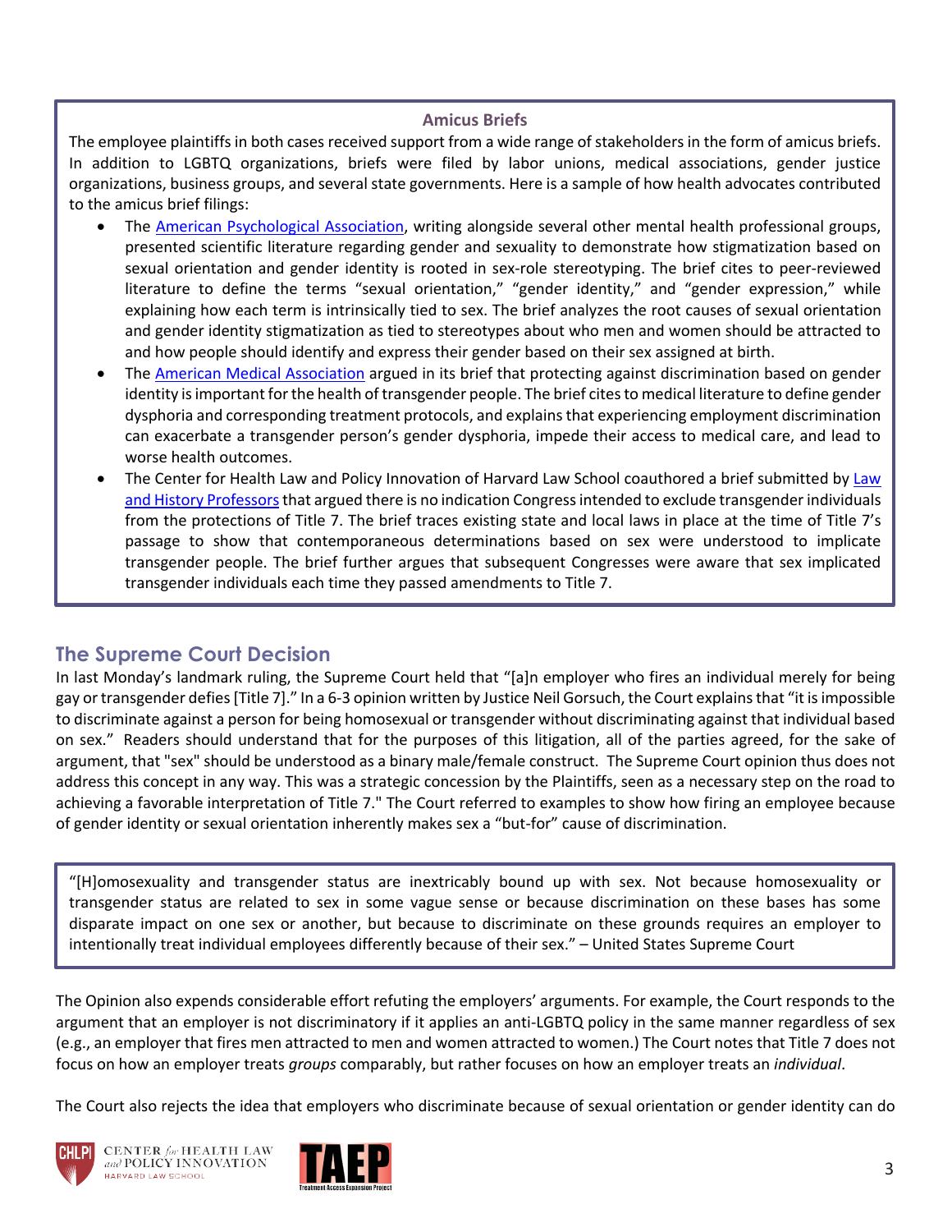### Amicus Briefs

The employee plaintiffs in both cases received support from a wide range of stakeholders in the form of amicus briefs. In addition to LGBTQ organizations, briefs were filed by labor unions, medical associations, gender justice organizations, business groups, and several state governments. Here is a sample of how health advocates contributed to the amicus brief filings:

- The American Psychological Association, writing alongside several other mental health professional groups, presented scientific literature regarding gender and sexuality to demonstrate how stigmatization based on sexual orientation and gender identity is rooted in sex-role stereotyping. The brief cites to peer-reviewed literature to define the terms "sexual orientation," "gender identity," and "gender expression," while explaining how each term is intrinsically tied to sex. The brief analyzes the root causes of sexual orientation and gender identity stigmatization as tied to stereotypes about who men and women should be attracted to and how people should identify and express their gender based on their sex assigned at birth.
- The American Medical Association argued in its brief that protecting against discrimination based on gender identity is important for the health of transgender people. The brief cites to medical literature to define gender dysphoria and corresponding treatment protocols, and explains that experiencing employment discrimination can exacerbate a transgender person's gender dysphoria, impede their access to medical care, and lead to worse health outcomes.
- The Center for Health Law and Policy Innovation of Harvard Law School coauthored a brief submitted by Law and History Professors that argued there is no indication Congress intended to exclude transgender individuals from the protections of Title 7. The brief traces existing state and local laws in place at the time of Title 7's passage to show that contemporaneous determinations based on sex were understood to implicate transgender people. The brief further argues that subsequent Congresses were aware that sex implicated transgender individuals each time they passed amendments to Title 7.

## The Supreme Court Decision

In last Monday's landmark ruling, the Supreme Court held that "[a]n employer who fires an individual merely for being gay or transgender defies [Title 7]." In a 6-3 opinion written by Justice Neil Gorsuch, the Court explains that "it is impossible to discriminate against a person for being homosexual or transgender without discriminating against that individual based on sex." Readers should understand that for the purposes of this litigation, all of the parties agreed, for the sake of argument, that "sex" should be understood as a binary male/female construct. The Supreme Court opinion thus does not address this concept in any way. This was a strategic concession by the Plaintiffs, seen as a necessary step on the road to achieving a favorable interpretation of Title 7." The Court referred to examples to show how firing an employee because of gender identity or sexual orientation inherently makes sex a "but-for" cause of discrimination.

> "[H]omosexuality and transgender status are inextricably bound up with sex. Not because homosexuality or transgender status are related to sex in some vague sense or because discrimination on these bases has some disparate impact on one sex or another, but because to discriminate on these grounds requires an employer to intentionally treat individual employees differently because of their sex." – United States Supreme Court

The Opinion also expends considerable effort refuting the employers' arguments. For example, the Court responds to the argument that an employer is not discriminatory if it applies an anti-LGBTQ policy in the same manner regardless of sex (e.g., an employer that fires men attracted to men and women attracted to women.) The Court notes that Title 7 does not focus on how an employer treats *groups* comparably, but rather focuses on how an employer treats an *individual*.

The Court also rejects the idea that employers who discriminate because of sexual orientation or gender identity can do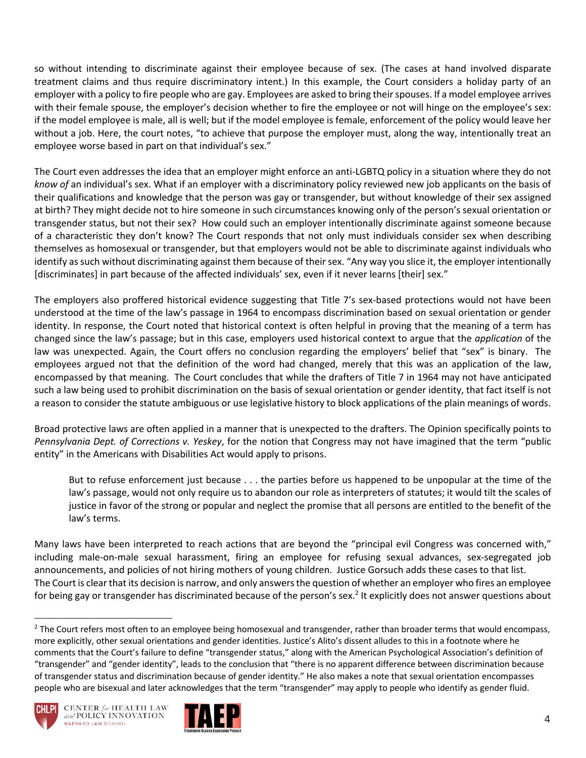so without intending to discriminate against their employee because of sex. (The cases at hand involved disparate treatment claims and thus require discriminatory intent.) In this example, the Court considers a holiday party of an employer with a policy to fire people who are gay. Employees are asked to bring their spouses. If a model employee arrives with their female spouse, the employer's decision whether to fire the employee or not will hinge on the employee's sex: if the model employee is male, all is well; but if the model employee is female, enforcement of the policy would leave her without a job. Here, the court notes, "to achieve that purpose the employer must, along the way, intentionally treat an employee worse based in part on that individual's sex."

The Court even addresses the idea that an employer might enforce an anti-LGBTQ policy in a situation where they do not *know of* an individual's sex. What if an employer with a discriminatory policy reviewed new job applicants on the basis of their qualifications and knowledge that the person was gay or transgender, but without knowledge of their sex assigned at birth? They might decide not to hire someone in such circumstances knowing only of the person's sexual orientation or transgender status, but not their sex? How could such an employer intentionally discriminate against someone because of a characteristic they don't know? The Court responds that not only must individuals consider sex when describing themselves as homosexual or transgender, but that employers would not be able to discriminate against individuals who identify as such without discriminating against them because of their sex. "Any way you slice it, the employer intentionally [discriminates] in part because of the affected individuals' sex, even if it never learns [their] sex."

The employers also proffered historical evidence suggesting that Title 7's sex-based protections would not have been understood at the time of the law's passage in 1964 to encompass discrimination based on sexual orientation or gender identity. In response, the Court noted that historical context is often helpful in proving that the meaning of a term has changed since the law's passage; but in this case, employers used historical context to argue that the *application* of the law was unexpected. Again, the Court offers no conclusion regarding the employers' belief that "sex" is binary. The employees argued not that the definition of the word had changed, merely that this was an application of the law, encompassed by that meaning. The Court concludes that while the drafters of Title 7 in 1964 may not have anticipated such a law being used to prohibit discrimination on the basis of sexual orientation or gender identity, that fact itself is not a reason to consider the statute ambiguous or use legislative history to block applications of the plain meanings of words.

Broad protective laws are often applied in a manner that is unexpected to the drafters. The Opinion specifically points to *Pennsylvania Dept. of Corrections v. Yeskey*, for the notion that Congress may not have imagined that the term "public entity" in the Americans with Disabilities Act would apply to prisons.

> But to refuse enforcement just because . . . the parties before us happened to be unpopular at the time of the law's passage, would not only require us to abandon our role as interpreters of statutes; it would tilt the scales of justice in favor of the strong or popular and neglect the promise that all persons are entitled to the benefit of the law's terms.

Many laws have been interpreted to reach actions that are beyond the "principal evil Congress was concerned with," including male-on-male sexual harassment, firing an employee for refusing sexual advances, sex-segregated job announcements, and policies of not hiring mothers of young children. Justice Gorsuch adds these cases to that list.
The Court is clear that its decision is narrow, and only answers the question of whether an employer who fires an employee for being gay or transgender has discriminated because of the person's sex.[2] It explicitly does not answer questions about

[2] The Court refers most often to an employee being homosexual and transgender, rather than broader terms that would encompass, more explicitly, other sexual orientations and gender identities. Justice's Alito's dissent alludes to this in a footnote where he comments that the Court's failure to define "transgender status," along with the American Psychological Association's definition of "transgender" and "gender identity", leads to the conclusion that "there is no apparent difference between discrimination because of transgender status and discrimination because of gender identity." He also makes a note that sexual orientation encompasses people who are bisexual and later acknowledges that the term "transgender" may apply to people who identify as gender fluid.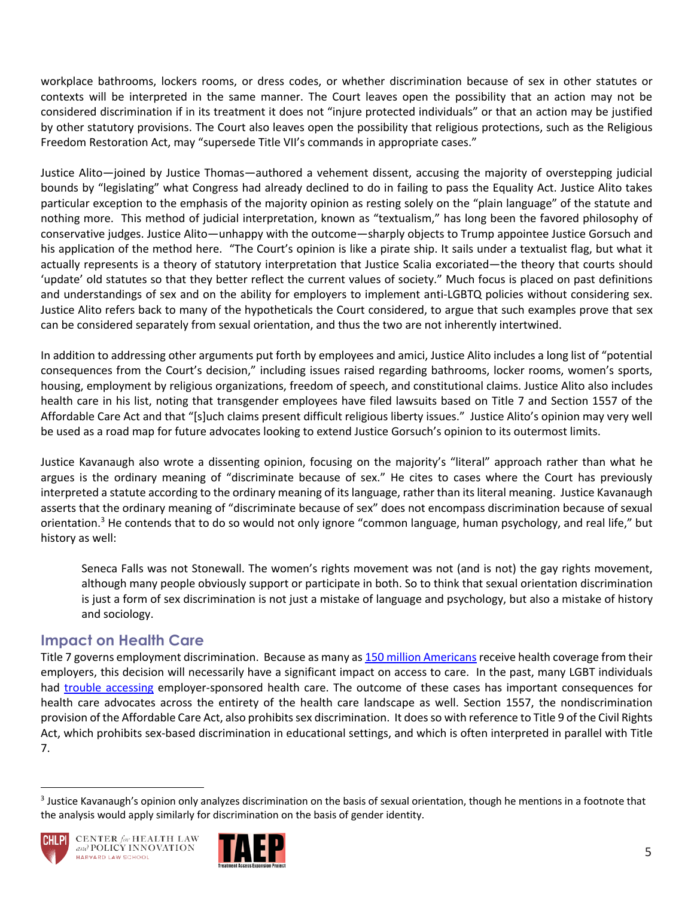workplace bathrooms, lockers rooms, or dress codes, or whether discrimination because of sex in other statutes or contexts will be interpreted in the same manner. The Court leaves open the possibility that an action may not be considered discrimination if in its treatment it does not "injure protected individuals" or that an action may be justified by other statutory provisions. The Court also leaves open the possibility that religious protections, such as the Religious Freedom Restoration Act, may "supersede Title VII's commands in appropriate cases."

Justice Alito—joined by Justice Thomas—authored a vehement dissent, accusing the majority of overstepping judicial bounds by "legislating" what Congress had already declined to do in failing to pass the Equality Act. Justice Alito takes particular exception to the emphasis of the majority opinion as resting solely on the "plain language" of the statute and nothing more. This method of judicial interpretation, known as "textualism," has long been the favored philosophy of conservative judges. Justice Alito—unhappy with the outcome—sharply objects to Trump appointee Justice Gorsuch and his application of the method here. "The Court's opinion is like a pirate ship. It sails under a textualist flag, but what it actually represents is a theory of statutory interpretation that Justice Scalia excoriated—the theory that courts should 'update' old statutes so that they better reflect the current values of society." Much focus is placed on past definitions and understandings of sex and on the ability for employers to implement anti-LGBTQ policies without considering sex. Justice Alito refers back to many of the hypotheticals the Court considered, to argue that such examples prove that sex can be considered separately from sexual orientation, and thus the two are not inherently intertwined.

In addition to addressing other arguments put forth by employees and amici, Justice Alito includes a long list of "potential consequences from the Court's decision," including issues raised regarding bathrooms, locker rooms, women's sports, housing, employment by religious organizations, freedom of speech, and constitutional claims. Justice Alito also includes health care in his list, noting that transgender employees have filed lawsuits based on Title 7 and Section 1557 of the Affordable Care Act and that "[s]uch claims present difficult religious liberty issues." Justice Alito's opinion may very well be used as a road map for future advocates looking to extend Justice Gorsuch's opinion to its outermost limits.

Justice Kavanaugh also wrote a dissenting opinion, focusing on the majority's "literal" approach rather than what he argues is the ordinary meaning of "discriminate because of sex." He cites to cases where the Court has previously interpreted a statute according to the ordinary meaning of its language, rather than its literal meaning. Justice Kavanaugh asserts that the ordinary meaning of "discriminate because of sex" does not encompass discrimination because of sexual orientation.[3] He contends that to do so would not only ignore "common language, human psychology, and real life," but history as well:

> Seneca Falls was not Stonewall. The women's rights movement was not (and is not) the gay rights movement, although many people obviously support or participate in both. So to think that sexual orientation discrimination is just a form of sex discrimination is not just a mistake of language and psychology, but also a mistake of history and sociology.

## Impact on Health Care

Title 7 governs employment discrimination. Because as many as 150 million Americans receive health coverage from their employers, this decision will necessarily have a significant impact on access to care. In the past, many LGBT individuals had trouble accessing employer-sponsored health care. The outcome of these cases has important consequences for health care advocates across the entirety of the health care landscape as well. Section 1557, the nondiscrimination provision of the Affordable Care Act, also prohibits sex discrimination. It does so with reference to Title 9 of the Civil Rights Act, which prohibits sex-based discrimination in educational settings, and which is often interpreted in parallel with Title 7.

[3] Justice Kavanaugh's opinion only analyzes discrimination on the basis of sexual orientation, though he mentions in a footnote that the analysis would apply similarly for discrimination on the basis of gender identity.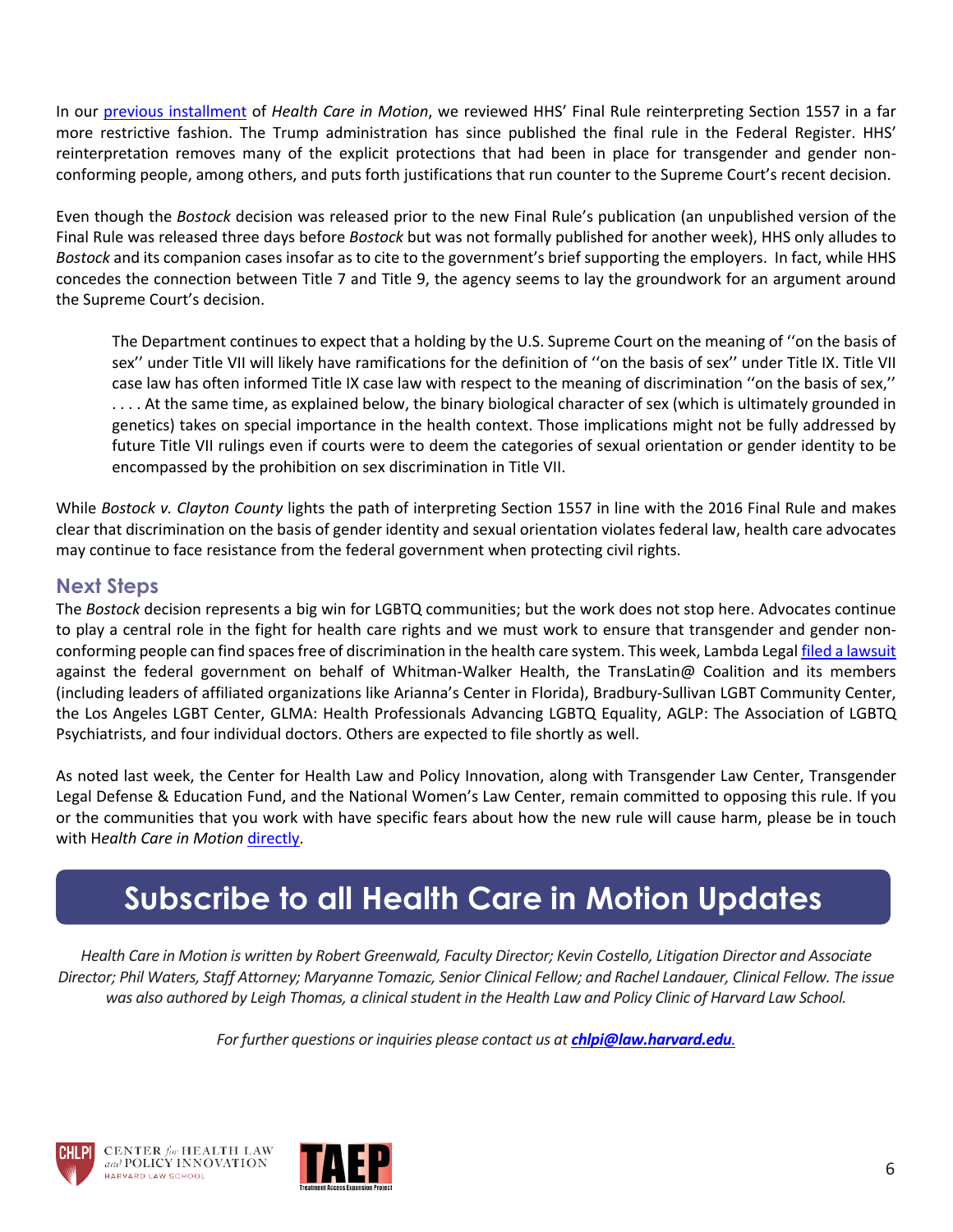In our previous installment of *Health Care in Motion*, we reviewed HHS' Final Rule reinterpreting Section 1557 in a far more restrictive fashion. The Trump administration has since published the final rule in the Federal Register. HHS' reinterpretation removes many of the explicit protections that had been in place for transgender and gender non-conforming people, among others, and puts forth justifications that run counter to the Supreme Court's recent decision.

Even though the *Bostock* decision was released prior to the new Final Rule's publication (an unpublished version of the Final Rule was released three days before *Bostock* but was not formally published for another week), HHS only alludes to *Bostock* and its companion cases insofar as to cite to the government's brief supporting the employers. In fact, while HHS concedes the connection between Title 7 and Title 9, the agency seems to lay the groundwork for an argument around the Supreme Court's decision.

> The Department continues to expect that a holding by the U.S. Supreme Court on the meaning of ''on the basis of sex'' under Title VII will likely have ramifications for the definition of ''on the basis of sex'' under Title IX. Title VII case law has often informed Title IX case law with respect to the meaning of discrimination ''on the basis of sex,'' . . . . At the same time, as explained below, the binary biological character of sex (which is ultimately grounded in genetics) takes on special importance in the health context. Those implications might not be fully addressed by future Title VII rulings even if courts were to deem the categories of sexual orientation or gender identity to be encompassed by the prohibition on sex discrimination in Title VII.

While *Bostock v. Clayton County* lights the path of interpreting Section 1557 in line with the 2016 Final Rule and makes clear that discrimination on the basis of gender identity and sexual orientation violates federal law, health care advocates may continue to face resistance from the federal government when protecting civil rights.

## Next Steps

The *Bostock* decision represents a big win for LGBTQ communities; but the work does not stop here. Advocates continue to play a central role in the fight for health care rights and we must work to ensure that transgender and gender non-conforming people can find spaces free of discrimination in the health care system. This week, Lambda Legal filed a lawsuit against the federal government on behalf of Whitman-Walker Health, the TransLatin@ Coalition and its members (including leaders of affiliated organizations like Arianna's Center in Florida), Bradbury-Sullivan LGBT Community Center, the Los Angeles LGBT Center, GLMA: Health Professionals Advancing LGBTQ Equality, AGLP: The Association of LGBTQ Psychiatrists, and four individual doctors. Others are expected to file shortly as well.

As noted last week, the Center for Health Law and Policy Innovation, along with Transgender Law Center, Transgender Legal Defense & Education Fund, and the National Women's Law Center, remain committed to opposing this rule. If you or the communities that you work with have specific fears about how the new rule will cause harm, please be in touch with H*ealth Care in Motion* directly.

## Subscribe to all Health Care in Motion Updates

*Health Care in Motion is written by Robert Greenwald, Faculty Director; Kevin Costello, Litigation Director and Associate Director; Phil Waters, Staff Attorney; Maryanne Tomazic, Senior Clinical Fellow; and Rachel Landauer, Clinical Fellow. The issue was also authored by Leigh Thomas, a clinical student in the Health Law and Policy Clinic of Harvard Law School.*

*For further questions or inquiries please contact us at* ***chlpi@law.harvard.edu***.

CHLPI CENTER *for* HEALTH LAW *and* POLICY INNOVATION HARVARD LAW SCHOOL

TAEP Treatment Access Expansion Project